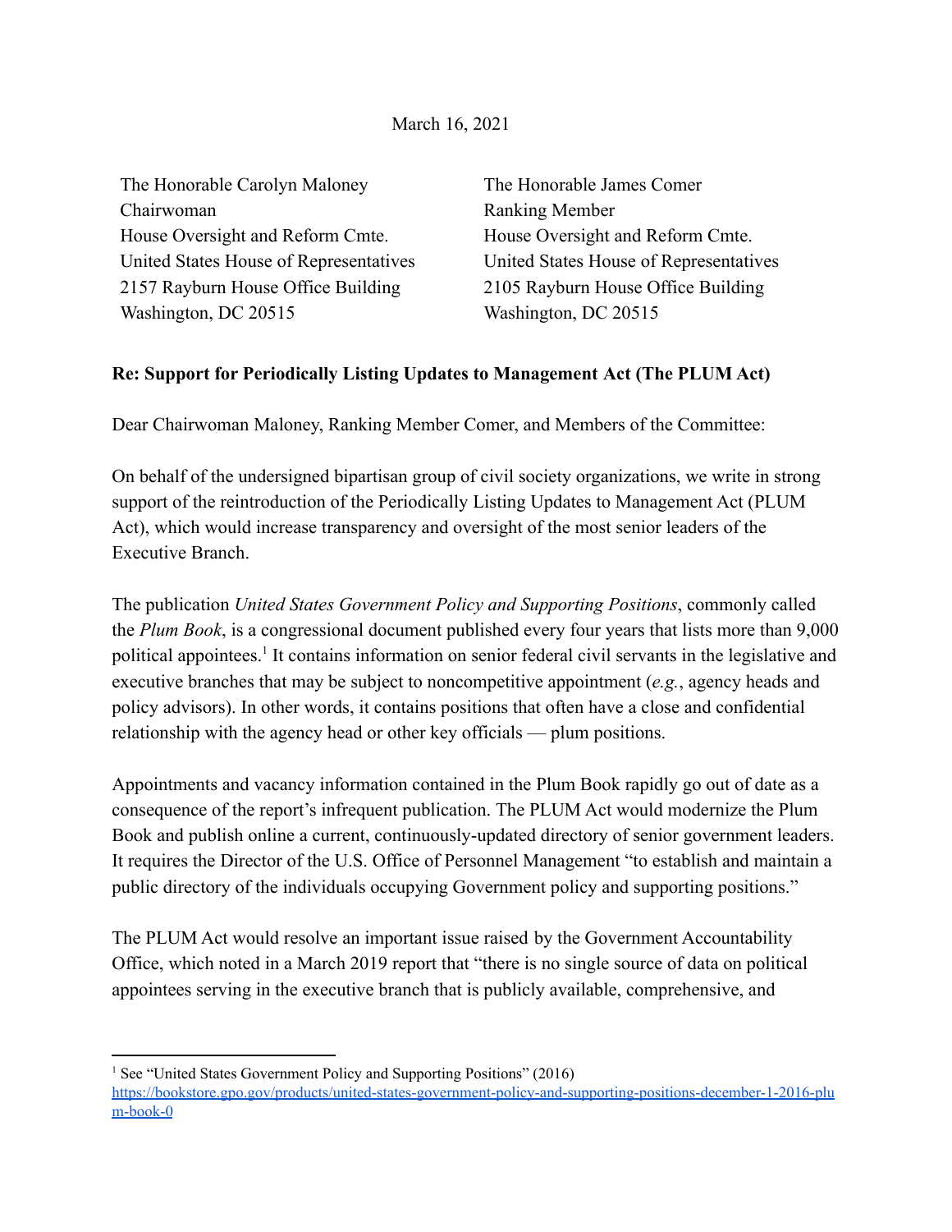March 16, 2021

The Honorable Carolyn Maloney
Chairwoman
House Oversight and Reform Cmte.
United States House of Representatives
2157 Rayburn House Office Building
Washington, DC 20515

The Honorable James Comer
Ranking Member
House Oversight and Reform Cmte.
United States House of Representatives
2105 Rayburn House Office Building
Washington, DC 20515

**Re: Support for Periodically Listing Updates to Management Act (The PLUM Act)**

Dear Chairwoman Maloney, Ranking Member Comer, and Members of the Committee:

On behalf of the undersigned bipartisan group of civil society organizations, we write in strong support of the reintroduction of the Periodically Listing Updates to Management Act (PLUM Act), which would increase transparency and oversight of the most senior leaders of the Executive Branch.

The publication *United States Government Policy and Supporting Positions*, commonly called the *Plum Book*, is a congressional document published every four years that lists more than 9,000 political appointees.[1] It contains information on senior federal civil servants in the legislative and executive branches that may be subject to noncompetitive appointment (*e.g.*, agency heads and policy advisors). In other words, it contains positions that often have a close and confidential relationship with the agency head or other key officials — plum positions.

Appointments and vacancy information contained in the Plum Book rapidly go out of date as a consequence of the report's infrequent publication. The PLUM Act would modernize the Plum Book and publish online a current, continuously-updated directory of senior government leaders. It requires the Director of the U.S. Office of Personnel Management "to establish and maintain a public directory of the individuals occupying Government policy and supporting positions."

The PLUM Act would resolve an important issue raised by the Government Accountability Office, which noted in a March 2019 report that "there is no single source of data on political appointees serving in the executive branch that is publicly available, comprehensive, and

---

[1] See "United States Government Policy and Supporting Positions" (2016) https://bookstore.gpo.gov/products/united-states-government-policy-and-supporting-positions-december-1-2016-plum-book-0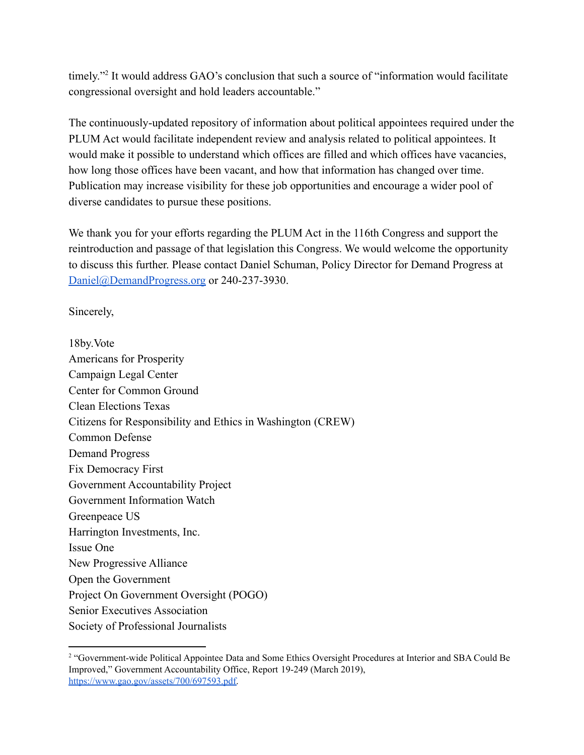timely."[2] It would address GAO's conclusion that such a source of "information would facilitate congressional oversight and hold leaders accountable."

The continuously-updated repository of information about political appointees required under the PLUM Act would facilitate independent review and analysis related to political appointees. It would make it possible to understand which offices are filled and which offices have vacancies, how long those offices have been vacant, and how that information has changed over time. Publication may increase visibility for these job opportunities and encourage a wider pool of diverse candidates to pursue these positions.

We thank you for your efforts regarding the PLUM Act in the 116th Congress and support the reintroduction and passage of that legislation this Congress. We would welcome the opportunity to discuss this further. Please contact Daniel Schuman, Policy Director for Demand Progress at [Daniel@DemandProgress.org](mailto:Daniel@DemandProgress.org) or 240-237-3930.

Sincerely,

18by.Vote
Americans for Prosperity
Campaign Legal Center
Center for Common Ground
Clean Elections Texas
Citizens for Responsibility and Ethics in Washington (CREW)
Common Defense
Demand Progress
Fix Democracy First
Government Accountability Project
Government Information Watch
Greenpeace US
Harrington Investments, Inc.
Issue One
New Progressive Alliance
Open the Government
Project On Government Oversight (POGO)
Senior Executives Association
Society of Professional Journalists

---

[2] "Government-wide Political Appointee Data and Some Ethics Oversight Procedures at Interior and SBA Could Be Improved," Government Accountability Office, Report 19-249 (March 2019), [https://www.gao.gov/assets/700/697593.pdf](https://www.gao.gov/assets/700/697593.pdf).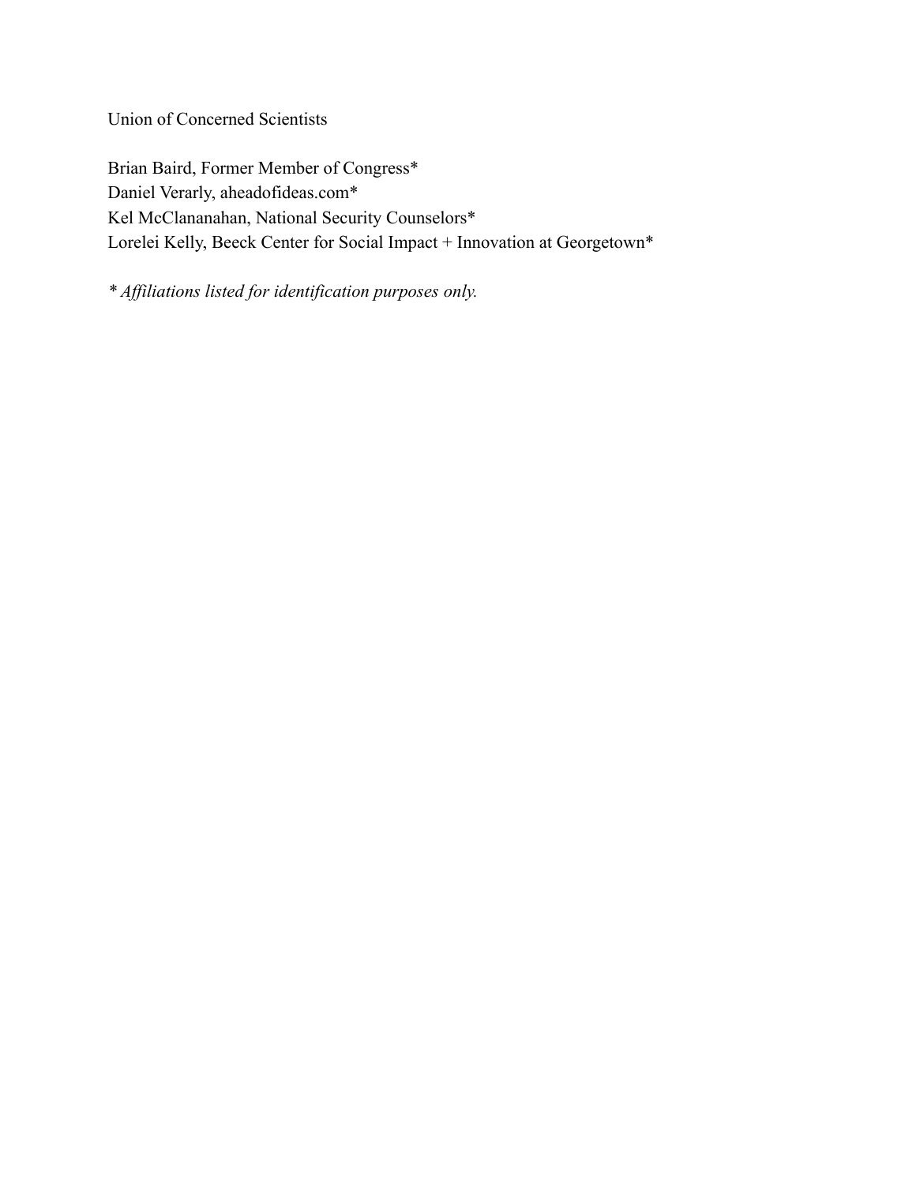Union of Concerned Scientists

Brian Baird, Former Member of Congress*
Daniel Verarly, aheadofideas.com*
Kel McClananahan, National Security Counselors*
Lorelei Kelly, Beeck Center for Social Impact + Innovation at Georgetown*

*\* Affiliations listed for identification purposes only.*